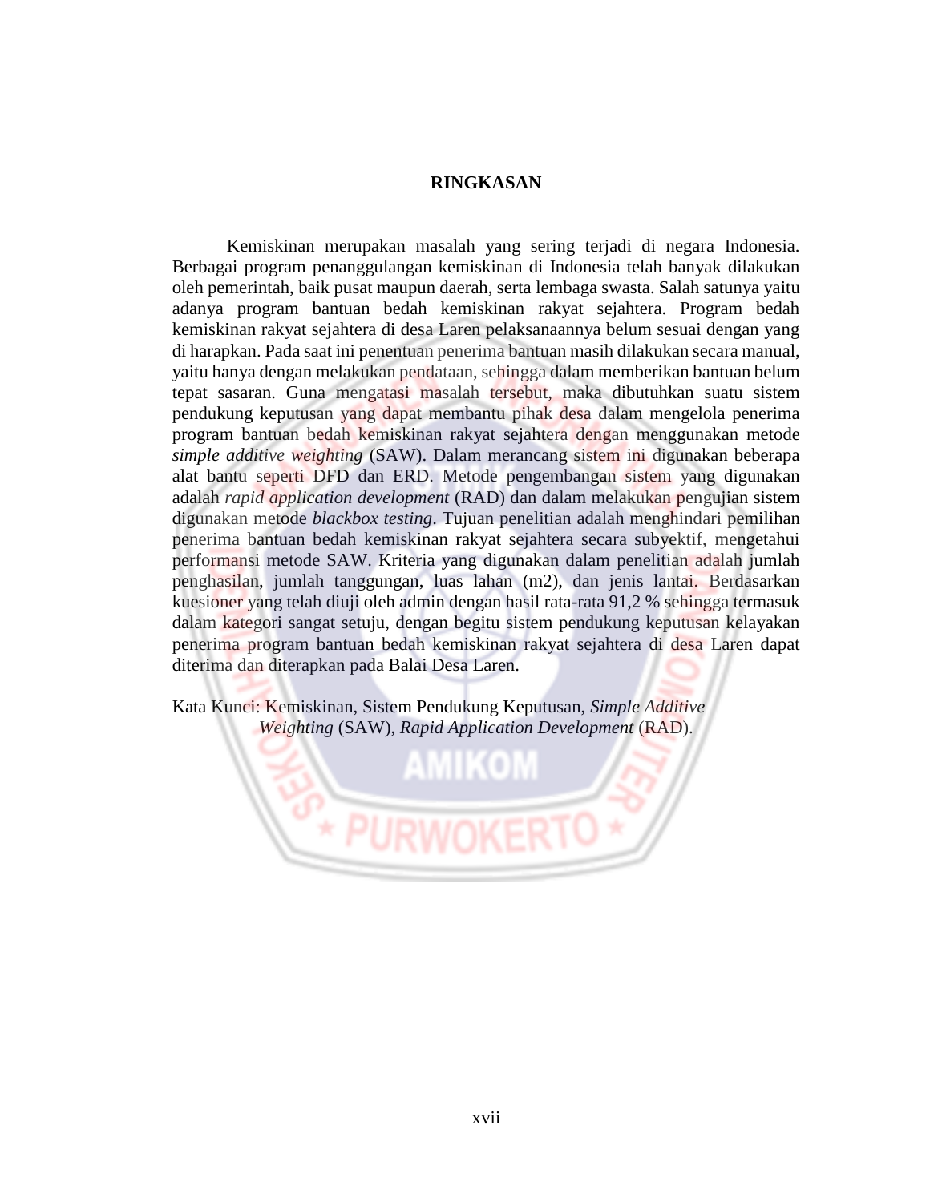# RINGKASAN

Kemiskinan merupakan masalah yang sering terjadi di negara Indonesia. Berbagai program penanggulangan kemiskinan di Indonesia telah banyak dilakukan oleh pemerintah, baik pusat maupun daerah, serta lembaga swasta. Salah satunya yaitu adanya program bantuan bedah kemiskinan rakyat sejahtera. Program bedah kemiskinan rakyat sejahtera di desa Laren pelaksanaannya belum sesuai dengan yang di harapkan. Pada saat ini penentuan penerima bantuan masih dilakukan secara manual, yaitu hanya dengan melakukan pendataan, sehingga dalam memberikan bantuan belum tepat sasaran. Guna mengatasi masalah tersebut, maka dibutuhkan suatu sistem pendukung keputusan yang dapat membantu pihak desa dalam mengelola penerima program bantuan bedah kemiskinan rakyat sejahtera dengan menggunakan metode *simple additive weighting* (SAW). Dalam merancang sistem ini digunakan beberapa alat bantu seperti DFD dan ERD. Metode pengembangan sistem yang digunakan adalah *rapid application development* (RAD) dan dalam melakukan pengujian sistem digunakan metode *blackbox testing*. Tujuan penelitian adalah menghindari pemilihan penerima bantuan bedah kemiskinan rakyat sejahtera secara subyektif, mengetahui performansi metode SAW. Kriteria yang digunakan dalam penelitian adalah jumlah penghasilan, jumlah tanggungan, luas lahan (m2), dan jenis lantai. Berdasarkan kuesioner yang telah diuji oleh admin dengan hasil rata-rata 91,2 % sehingga termasuk dalam kategori sangat setuju, dengan begitu sistem pendukung keputusan kelayakan penerima program bantuan bedah kemiskinan rakyat sejahtera di desa Laren dapat diterima dan diterapkan pada Balai Desa Laren.

Kata Kunci: Kemiskinan, Sistem Pendukung Keputusan, *Simple Additive Weighting* (SAW), *Rapid Application Development* (RAD).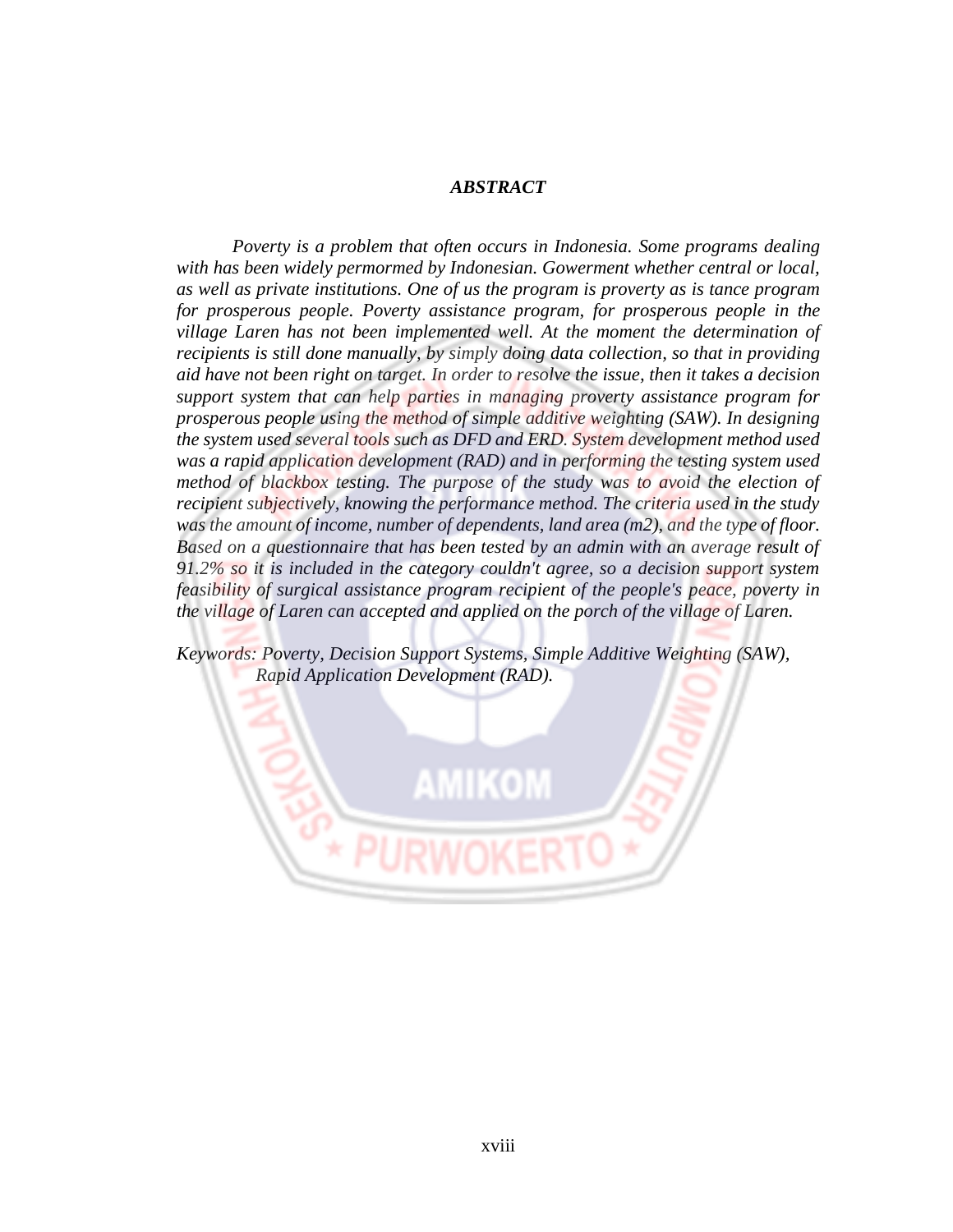### *ABSTRACT*

*Poverty is a problem that often occurs in Indonesia. Some programs dealing with has been widely permormed by Indonesian. Gowerment whether central or local, as well as private institutions. One of us the program is proverty as is tance program for prosperous people. Poverty assistance program, for prosperous people in the village Laren has not been implemented well. At the moment the determination of recipients is still done manually, by simply doing data collection, so that in providing aid have not been right on target. In order to resolve the issue, then it takes a decision support system that can help parties in managing proverty assistance program for prosperous people using the method of simple additive weighting (SAW). In designing the system used several tools such as DFD and ERD. System development method used was a rapid application development (RAD) and in performing the testing system used method of blackbox testing. The purpose of the study was to avoid the election of recipient subjectively, knowing the performance method. The criteria used in the study was the amount of income, number of dependents, land area (m2), and the type of floor. Based on a questionnaire that has been tested by an admin with an average result of 91.2% so it is included in the category couldn't agree, so a decision support system feasibility of surgical assistance program recipient of the people's peace, poverty in the village of Laren can accepted and applied on the porch of the village of Laren.*

*Keywords: Poverty, Decision Support Systems, Simple Additive Weighting (SAW), Rapid Application Development (RAD).*